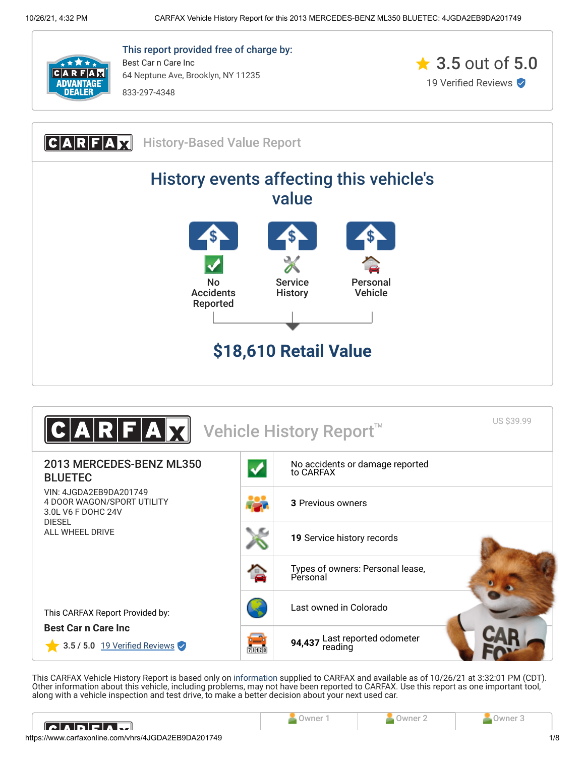This report provided free of charge by:

Best Car n Care Inc
64 Neptune Ave, Brooklyn, NY 11235
833-297-4348

3.5 out of 5.0
19 Verified Reviews

## CARFAX History-Based Value Report

### History events affecting this vehicle's value

- No Accidents Reported
- Service History
- Personal Vehicle

**$18,610 Retail Value**

## CARFAX Vehicle History Report™

US $39.99

### 2013 MERCEDES-BENZ ML350 BLUETEC

VIN: 4JGDA2EB9DA201749
4 DOOR WAGON/SPORT UTILITY
3.0L V6 F DOHC 24V
DIESEL
ALL WHEEL DRIVE

This CARFAX Report Provided by:
**Best Car n Care Inc**
3.5 / 5.0 19 Verified Reviews

- No accidents or damage reported to CARFAX
- **3** Previous owners
- **19** Service history records
- Types of owners: Personal lease, Personal
- Last owned in Colorado
- **94,437** Last reported odometer reading

This CARFAX Vehicle History Report is based only on information supplied to CARFAX and available as of 10/26/21 at 3:32:01 PM (CDT). Other information about this vehicle, including problems, may not have been reported to CARFAX. Use this report as one important tool, along with a vehicle inspection and test drive, to make a better decision about your next used car.

| | Owner 1 | Owner 2 | Owner 3 |
|---|---|---|---|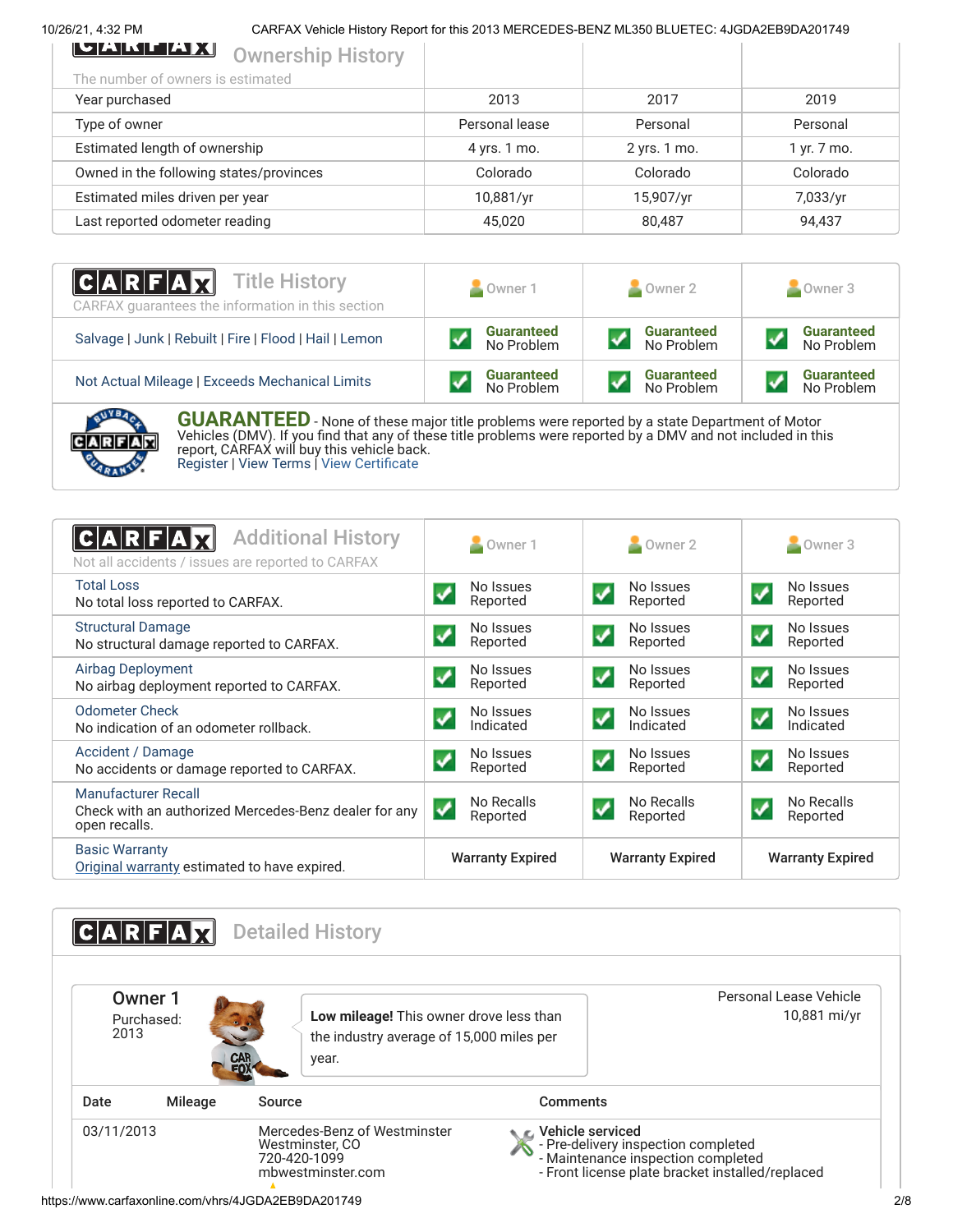## Ownership History

The number of owners is estimated

| Year purchased | 2013 | 2017 | 2019 |
|---|---|---|---|
| Type of owner | Personal lease | Personal | Personal |
| Estimated length of ownership | 4 yrs. 1 mo. | 2 yrs. 1 mo. | 1 yr. 7 mo. |
| Owned in the following states/provinces | Colorado | Colorado | Colorado |
| Estimated miles driven per year | 10,881/yr | 15,907/yr | 7,033/yr |
| Last reported odometer reading | 45,020 | 80,487 | 94,437 |

## Title History

CARFAX guarantees the information in this section

| | Owner 1 | Owner 2 | Owner 3 |
|---|---|---|---|
| Salvage \| Junk \| Rebuilt \| Fire \| Flood \| Hail \| Lemon | Guaranteed No Problem | Guaranteed No Problem | Guaranteed No Problem |
| Not Actual Mileage \| Exceeds Mechanical Limits | Guaranteed No Problem | Guaranteed No Problem | Guaranteed No Problem |

**GUARANTEED** - None of these major title problems were reported by a state Department of Motor Vehicles (DMV). If you find that any of these title problems were reported by a DMV and not included in this report, CARFAX will buy this vehicle back.
Register | View Terms | View Certificate

## Additional History

Not all accidents / issues are reported to CARFAX

| | Owner 1 | Owner 2 | Owner 3 |
|---|---|---|---|
| Total Loss<br>No total loss reported to CARFAX. | No Issues Reported | No Issues Reported | No Issues Reported |
| Structural Damage<br>No structural damage reported to CARFAX. | No Issues Reported | No Issues Reported | No Issues Reported |
| Airbag Deployment<br>No airbag deployment reported to CARFAX. | No Issues Reported | No Issues Reported | No Issues Reported |
| Odometer Check<br>No indication of an odometer rollback. | No Issues Indicated | No Issues Indicated | No Issues Indicated |
| Accident / Damage<br>No accidents or damage reported to CARFAX. | No Issues Reported | No Issues Reported | No Issues Reported |
| Manufacturer Recall<br>Check with an authorized Mercedes-Benz dealer for any open recalls. | No Recalls Reported | No Recalls Reported | No Recalls Reported |
| Basic Warranty<br>Original warranty estimated to have expired. | Warranty Expired | Warranty Expired | Warranty Expired |

## Detailed History

### Owner 1

Purchased: 2013

**Low mileage!** This owner drove less than the industry average of 15,000 miles per year.

Personal Lease Vehicle
10,881 mi/yr

| Date | Mileage | Source | Comments |
|---|---|---|---|
| 03/11/2013 | | Mercedes-Benz of Westminster<br>Westminster, CO<br>720-420-1099<br>mbwestminster.com | **Vehicle serviced**<br>- Pre-delivery inspection completed<br>- Maintenance inspection completed<br>- Front license plate bracket installed/replaced |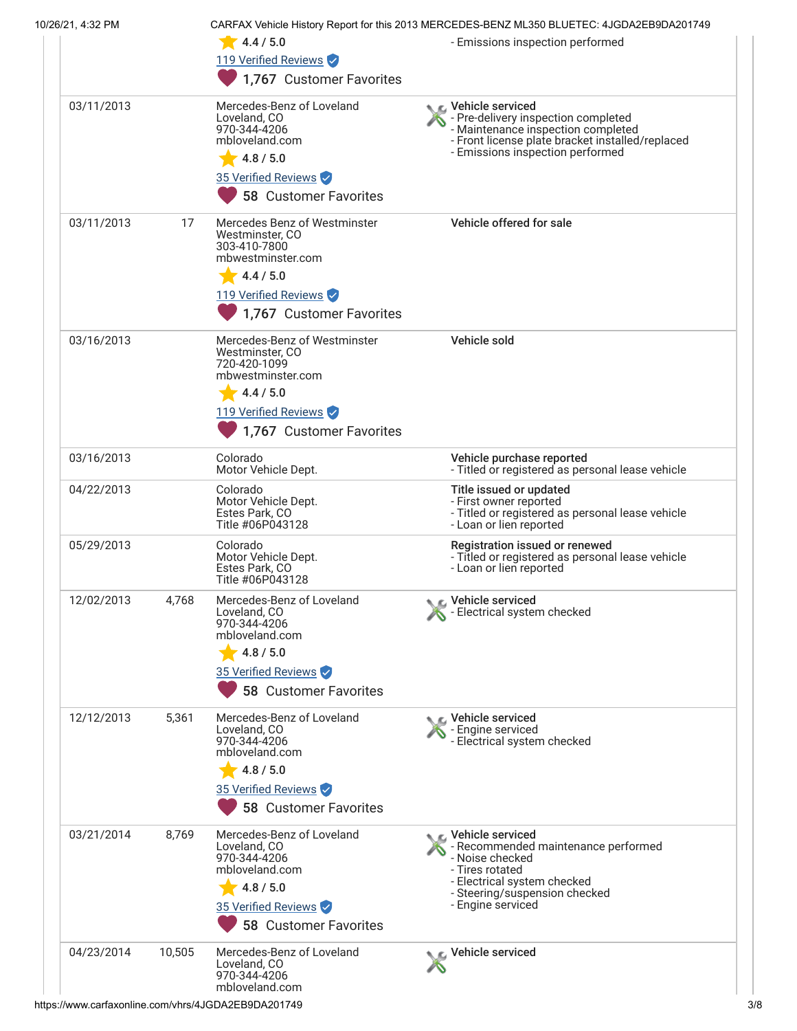| Date | Mileage | Source | Comments |
|---|---|---|---|
| | | 4.4 / 5.0<br>119 Verified Reviews<br>1,767 Customer Favorites | - Emissions inspection performed |
| 03/11/2013 | | Mercedes-Benz of Loveland<br>Loveland, CO<br>970-344-4206<br>mbloveland.com<br>4.8 / 5.0<br>35 Verified Reviews<br>58 Customer Favorites | **Vehicle serviced**<br>- Pre-delivery inspection completed<br>- Maintenance inspection completed<br>- Front license plate bracket installed/replaced<br>- Emissions inspection performed |
| 03/11/2013 | 17 | Mercedes Benz of Westminster<br>Westminster, CO<br>303-410-7800<br>mbwestminster.com<br>4.4 / 5.0<br>119 Verified Reviews<br>1,767 Customer Favorites | **Vehicle offered for sale** |
| 03/16/2013 | | Mercedes-Benz of Westminster<br>Westminster, CO<br>720-420-1099<br>mbwestminster.com<br>4.4 / 5.0<br>119 Verified Reviews<br>1,767 Customer Favorites | **Vehicle sold** |
| 03/16/2013 | | Colorado<br>Motor Vehicle Dept. | **Vehicle purchase reported**<br>- Titled or registered as personal lease vehicle |
| 04/22/2013 | | Colorado<br>Motor Vehicle Dept.<br>Estes Park, CO<br>Title #06P043128 | **Title issued or updated**<br>- First owner reported<br>- Titled or registered as personal lease vehicle<br>- Loan or lien reported |
| 05/29/2013 | | Colorado<br>Motor Vehicle Dept.<br>Estes Park, CO<br>Title #06P043128 | **Registration issued or renewed**<br>- Titled or registered as personal lease vehicle<br>- Loan or lien reported |
| 12/02/2013 | 4,768 | Mercedes-Benz of Loveland<br>Loveland, CO<br>970-344-4206<br>mbloveland.com<br>4.8 / 5.0<br>35 Verified Reviews<br>58 Customer Favorites | **Vehicle serviced**<br>- Electrical system checked |
| 12/12/2013 | 5,361 | Mercedes-Benz of Loveland<br>Loveland, CO<br>970-344-4206<br>mbloveland.com<br>4.8 / 5.0<br>35 Verified Reviews<br>58 Customer Favorites | **Vehicle serviced**<br>- Engine serviced<br>- Electrical system checked |
| 03/21/2014 | 8,769 | Mercedes-Benz of Loveland<br>Loveland, CO<br>970-344-4206<br>mbloveland.com<br>4.8 / 5.0<br>35 Verified Reviews<br>58 Customer Favorites | **Vehicle serviced**<br>- Recommended maintenance performed<br>- Noise checked<br>- Tires rotated<br>- Electrical system checked<br>- Steering/suspension checked<br>- Engine serviced |
| 04/23/2014 | 10,505 | Mercedes-Benz of Loveland<br>Loveland, CO<br>970-344-4206<br>mbloveland.com | **Vehicle serviced** |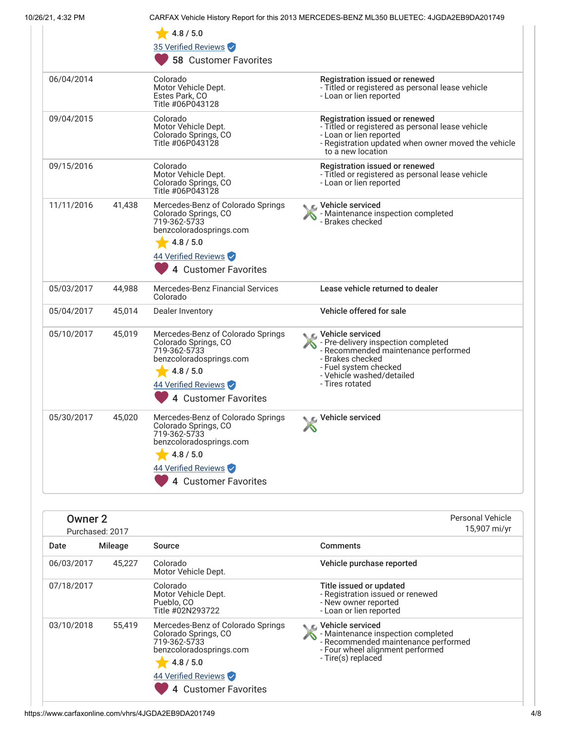| Date | Mileage | Source | Comments |
|---|---|---|---|
| | | 4.8 / 5.0<br>35 Verified Reviews<br>58 Customer Favorites | |
| 06/04/2014 | | Colorado<br>Motor Vehicle Dept.<br>Estes Park, CO<br>Title #06P043128 | **Registration issued or renewed**<br>- Titled or registered as personal lease vehicle<br>- Loan or lien reported |
| 09/04/2015 | | Colorado<br>Motor Vehicle Dept.<br>Colorado Springs, CO<br>Title #06P043128 | **Registration issued or renewed**<br>- Titled or registered as personal lease vehicle<br>- Loan or lien reported<br>- Registration updated when owner moved the vehicle to a new location |
| 09/15/2016 | | Colorado<br>Motor Vehicle Dept.<br>Colorado Springs, CO<br>Title #06P043128 | **Registration issued or renewed**<br>- Titled or registered as personal lease vehicle<br>- Loan or lien reported |
| 11/11/2016 | 41,438 | Mercedes-Benz of Colorado Springs<br>Colorado Springs, CO<br>719-362-5733<br>benzcoloradosprings.com<br>4.8 / 5.0<br>44 Verified Reviews<br>4 Customer Favorites | **Vehicle serviced**<br>- Maintenance inspection completed<br>- Brakes checked |
| 05/03/2017 | 44,988 | Mercedes-Benz Financial Services<br>Colorado | **Lease vehicle returned to dealer** |
| 05/04/2017 | 45,014 | Dealer Inventory | **Vehicle offered for sale** |
| 05/10/2017 | 45,019 | Mercedes-Benz of Colorado Springs<br>Colorado Springs, CO<br>719-362-5733<br>benzcoloradosprings.com<br>4.8 / 5.0<br>44 Verified Reviews<br>4 Customer Favorites | **Vehicle serviced**<br>- Pre-delivery inspection completed<br>- Recommended maintenance performed<br>- Brakes checked<br>- Fuel system checked<br>- Vehicle washed/detailed<br>- Tires rotated |
| 05/30/2017 | 45,020 | Mercedes-Benz of Colorado Springs<br>Colorado Springs, CO<br>719-362-5733<br>benzcoloradosprings.com<br>4.8 / 5.0<br>44 Verified Reviews<br>4 Customer Favorites | **Vehicle serviced** |

## Owner 2

Purchased: 2017

Personal Vehicle
15,907 mi/yr

| Date | Mileage | Source | Comments |
|---|---|---|---|
| 06/03/2017 | 45,227 | Colorado<br>Motor Vehicle Dept. | **Vehicle purchase reported** |
| 07/18/2017 | | Colorado<br>Motor Vehicle Dept.<br>Pueblo, CO<br>Title #02N293722 | **Title issued or updated**<br>- Registration issued or renewed<br>- New owner reported<br>- Loan or lien reported |
| 03/10/2018 | 55,419 | Mercedes-Benz of Colorado Springs<br>Colorado Springs, CO<br>719-362-5733<br>benzcoloradosprings.com<br>4.8 / 5.0<br>44 Verified Reviews<br>4 Customer Favorites | **Vehicle serviced**<br>- Maintenance inspection completed<br>- Recommended maintenance performed<br>- Four wheel alignment performed<br>- Tire(s) replaced |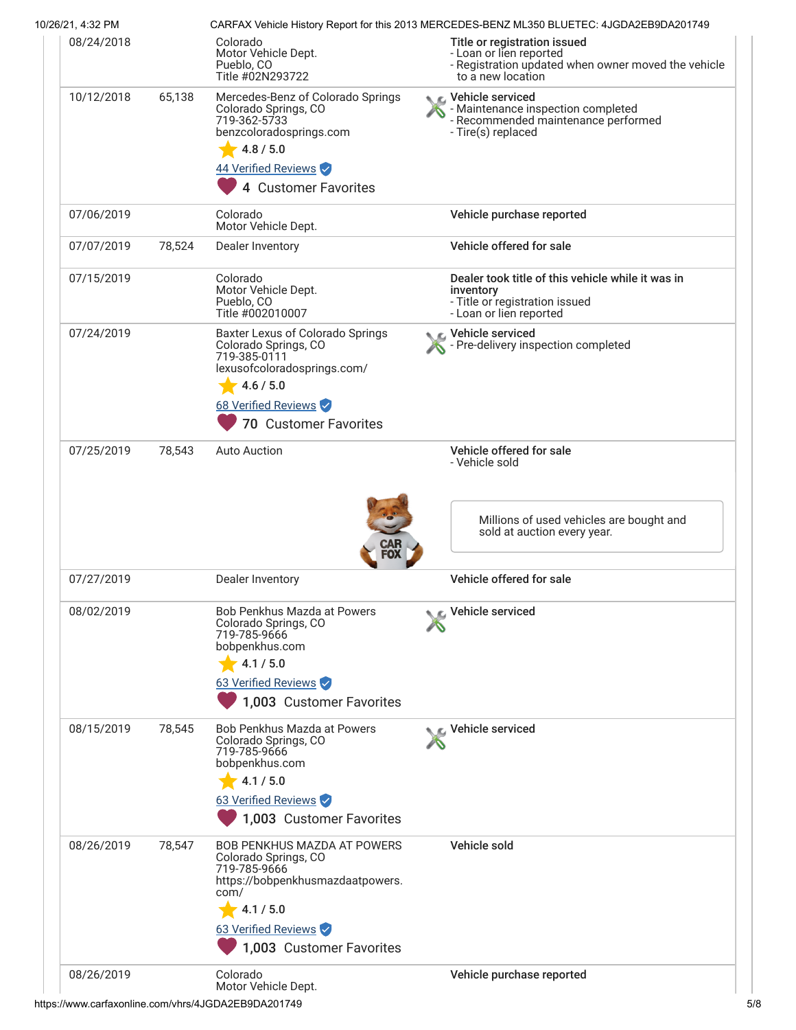| Date | Mileage | Source | Comments |
|---|---|---|---|
| 08/24/2018 | | Colorado<br>Motor Vehicle Dept.<br>Pueblo, CO<br>Title #02N293722 | **Title or registration issued**<br>- Loan or lien reported<br>- Registration updated when owner moved the vehicle to a new location |
| 10/12/2018 | 65,138 | Mercedes-Benz of Colorado Springs<br>Colorado Springs, CO<br>719-362-5733<br>benzcoloradosprings.com<br>4.8 / 5.0<br>44 Verified Reviews<br>4 Customer Favorites | **Vehicle serviced**<br>- Maintenance inspection completed<br>- Recommended maintenance performed<br>- Tire(s) replaced |
| 07/06/2019 | | Colorado<br>Motor Vehicle Dept. | **Vehicle purchase reported** |
| 07/07/2019 | 78,524 | Dealer Inventory | **Vehicle offered for sale** |
| 07/15/2019 | | Colorado<br>Motor Vehicle Dept.<br>Pueblo, CO<br>Title #002010007 | **Dealer took title of this vehicle while it was in inventory**<br>- Title or registration issued<br>- Loan or lien reported |
| 07/24/2019 | | Baxter Lexus of Colorado Springs<br>Colorado Springs, CO<br>719-385-0111<br>lexusofcoloradosprings.com/<br>4.6 / 5.0<br>68 Verified Reviews<br>70 Customer Favorites | **Vehicle serviced**<br>- Pre-delivery inspection completed |
| 07/25/2019 | 78,543 | Auto Auction | **Vehicle offered for sale**<br>- Vehicle sold<br><br>Millions of used vehicles are bought and sold at auction every year. |
| 07/27/2019 | | Dealer Inventory | **Vehicle offered for sale** |
| 08/02/2019 | | Bob Penkhus Mazda at Powers<br>Colorado Springs, CO<br>719-785-9666<br>bobpenkhus.com<br>4.1 / 5.0<br>63 Verified Reviews<br>1,003 Customer Favorites | **Vehicle serviced** |
| 08/15/2019 | 78,545 | Bob Penkhus Mazda at Powers<br>Colorado Springs, CO<br>719-785-9666<br>bobpenkhus.com<br>4.1 / 5.0<br>63 Verified Reviews<br>1,003 Customer Favorites | **Vehicle serviced** |
| 08/26/2019 | 78,547 | BOB PENKHUS MAZDA AT POWERS<br>Colorado Springs, CO<br>719-785-9666<br>https://bobpenkhusmazdaatpowers.com/<br>4.1 / 5.0<br>63 Verified Reviews<br>1,003 Customer Favorites | **Vehicle sold** |
| 08/26/2019 | | Colorado<br>Motor Vehicle Dept. | **Vehicle purchase reported** |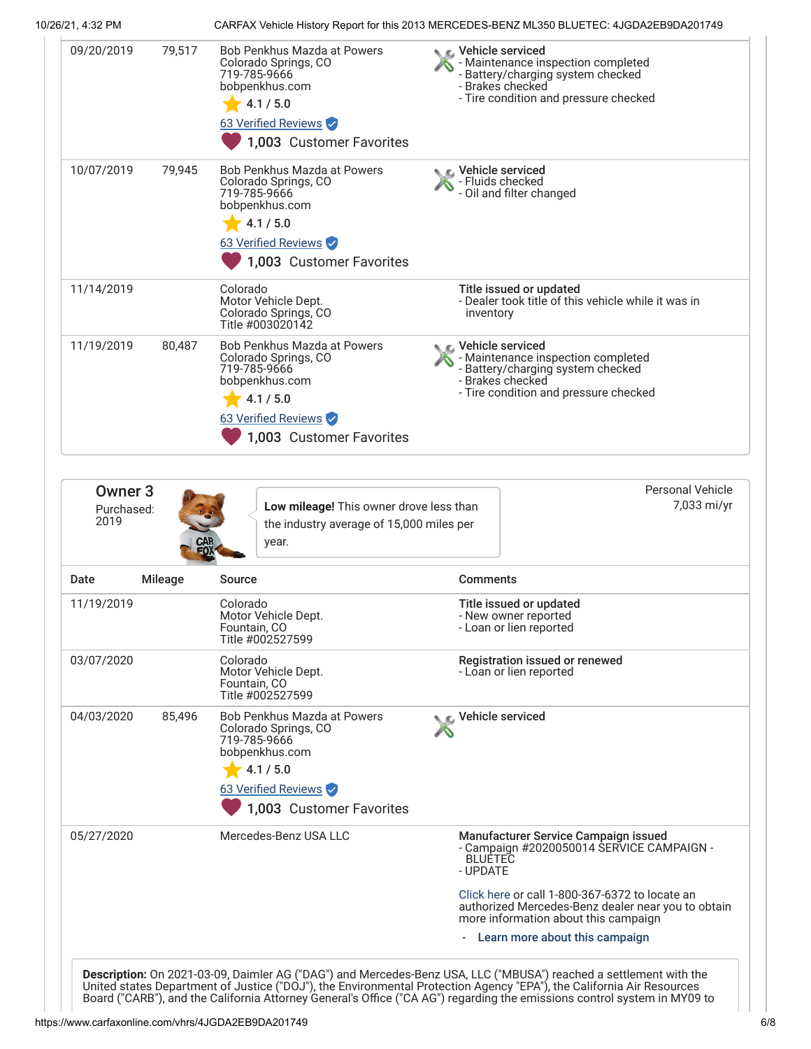| Date | Mileage | Source | Comments |
|---|---|---|---|
| 09/20/2019 | 79,517 | Bob Penkhus Mazda at Powers<br>Colorado Springs, CO<br>719-785-9666<br>bobpenkhus.com<br>4.1 / 5.0<br>63 Verified Reviews<br>1,003 Customer Favorites | **Vehicle serviced**<br>- Maintenance inspection completed<br>- Battery/charging system checked<br>- Brakes checked<br>- Tire condition and pressure checked |
| 10/07/2019 | 79,945 | Bob Penkhus Mazda at Powers<br>Colorado Springs, CO<br>719-785-9666<br>bobpenkhus.com<br>4.1 / 5.0<br>63 Verified Reviews<br>1,003 Customer Favorites | **Vehicle serviced**<br>- Fluids checked<br>- Oil and filter changed |
| 11/14/2019 | | Colorado<br>Motor Vehicle Dept.<br>Colorado Springs, CO<br>Title #003020142 | **Title issued or updated**<br>- Dealer took title of this vehicle while it was in inventory |
| 11/19/2019 | 80,487 | Bob Penkhus Mazda at Powers<br>Colorado Springs, CO<br>719-785-9666<br>bobpenkhus.com<br>4.1 / 5.0<br>63 Verified Reviews<br>1,003 Customer Favorites | **Vehicle serviced**<br>- Maintenance inspection completed<br>- Battery/charging system checked<br>- Brakes checked<br>- Tire condition and pressure checked |

## Owner 3

Purchased: 2019

**Low mileage!** This owner drove less than the industry average of 15,000 miles per year.

Personal Vehicle
7,033 mi/yr

| Date | Mileage | Source | Comments |
|---|---|---|---|
| 11/19/2019 | | Colorado<br>Motor Vehicle Dept.<br>Fountain, CO<br>Title #002527599 | **Title issued or updated**<br>- New owner reported<br>- Loan or lien reported |
| 03/07/2020 | | Colorado<br>Motor Vehicle Dept.<br>Fountain, CO<br>Title #002527599 | **Registration issued or renewed**<br>- Loan or lien reported |
| 04/03/2020 | 85,496 | Bob Penkhus Mazda at Powers<br>Colorado Springs, CO<br>719-785-9666<br>bobpenkhus.com<br>4.1 / 5.0<br>63 Verified Reviews<br>1,003 Customer Favorites | **Vehicle serviced** |
| 05/27/2020 | | Mercedes-Benz USA LLC | **Manufacturer Service Campaign issued**<br>- Campaign #2020050014 SERVICE CAMPAIGN - BLUETEC<br>- UPDATE<br><br>Click here or call 1-800-367-6372 to locate an authorized Mercedes-Benz dealer near you to obtain more information about this campaign<br><br>- **Learn more about this campaign** |

**Description:** On 2021-03-09, Daimler AG ("DAG") and Mercedes-Benz USA, LLC ("MBUSA") reached a settlement with the United states Department of Justice ("DOJ"), the Environmental Protection Agency ("EPA"), the California Air Resources Board ("CARB"), and the California Attorney General's Office ("CA AG") regarding the emissions control system in MY09 to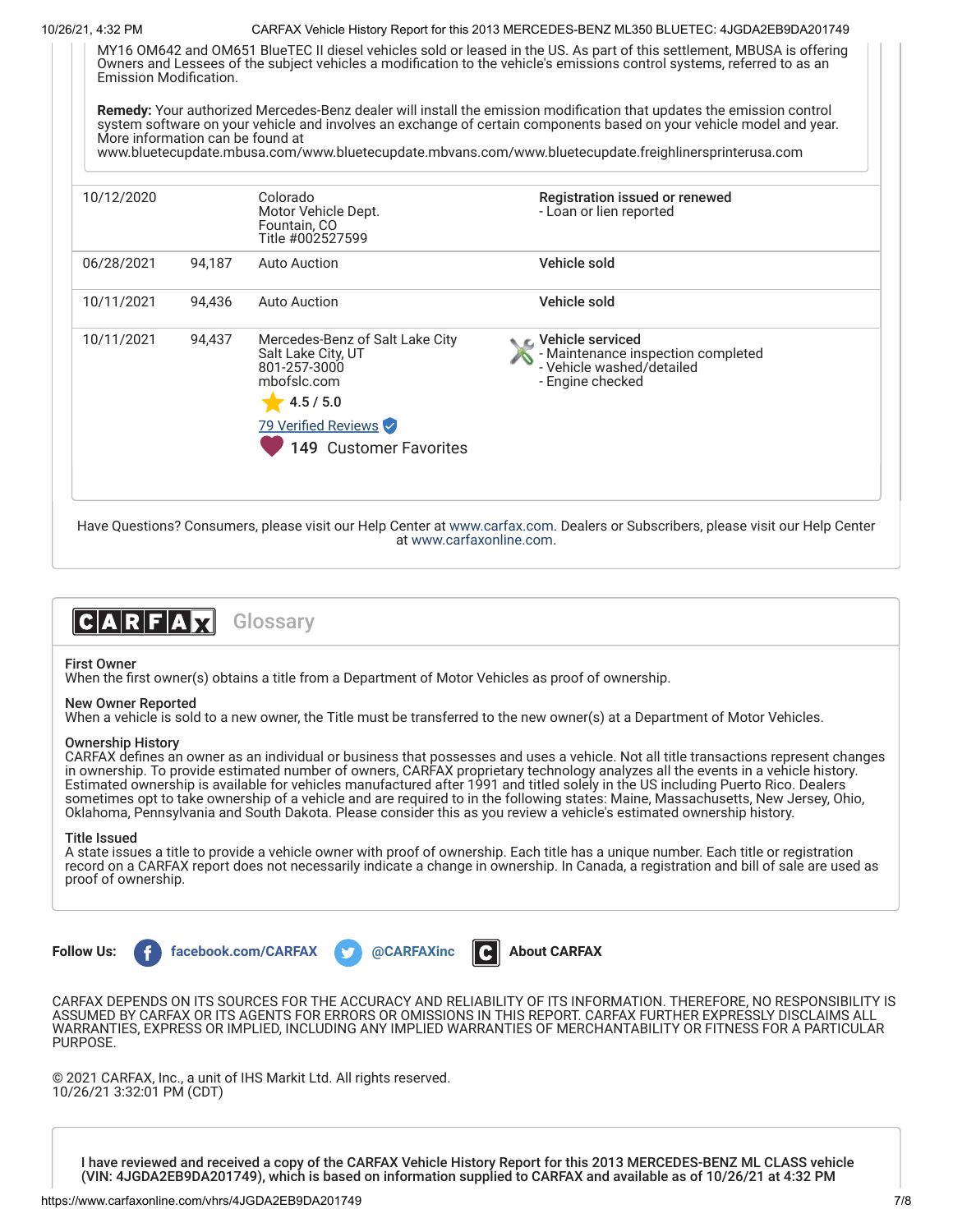MY16 OM642 and OM651 BlueTEC II diesel vehicles sold or leased in the US. As part of this settlement, MBUSA is offering Owners and Lessees of the subject vehicles a modification to the vehicle's emissions control systems, referred to as an Emission Modification.

**Remedy:** Your authorized Mercedes-Benz dealer will install the emission modification that updates the emission control system software on your vehicle and involves an exchange of certain components based on your vehicle model and year. More information can be found at www.bluetecupdate.mbusa.com/www.bluetecupdate.mbvans.com/www.bluetecupdate.freighlinersprinterusa.com

| | | | |
|---|---|---|---|
| 10/12/2020 | | Colorado<br>Motor Vehicle Dept.<br>Fountain, CO<br>Title #002527599 | **Registration issued or renewed**<br>- Loan or lien reported |
| 06/28/2021 | 94,187 | Auto Auction | **Vehicle sold** |
| 10/11/2021 | 94,436 | Auto Auction | **Vehicle sold** |
| 10/11/2021 | 94,437 | Mercedes-Benz of Salt Lake City<br>Salt Lake City, UT<br>801-257-3000<br>mbofslc.com<br>4.5 / 5.0<br>79 Verified Reviews<br>149 Customer Favorites | **Vehicle serviced**<br>- Maintenance inspection completed<br>- Vehicle washed/detailed<br>- Engine checked |

Have Questions? Consumers, please visit our Help Center at www.carfax.com. Dealers or Subscribers, please visit our Help Center at www.carfaxonline.com.

## CARFAX Glossary

**First Owner**
When the first owner(s) obtains a title from a Department of Motor Vehicles as proof of ownership.

**New Owner Reported**
When a vehicle is sold to a new owner, the Title must be transferred to the new owner(s) at a Department of Motor Vehicles.

**Ownership History**
CARFAX defines an owner as an individual or business that possesses and uses a vehicle. Not all title transactions represent changes in ownership. To provide estimated number of owners, CARFAX proprietary technology analyzes all the events in a vehicle history. Estimated ownership is available for vehicles manufactured after 1991 and titled solely in the US including Puerto Rico. Dealers sometimes opt to take ownership of a vehicle and are required to in the following states: Maine, Massachusetts, New Jersey, Ohio, Oklahoma, Pennsylvania and South Dakota. Please consider this as you review a vehicle's estimated ownership history.

**Title Issued**
A state issues a title to provide a vehicle owner with proof of ownership. Each title has a unique number. Each title or registration record on a CARFAX report does not necessarily indicate a change in ownership. In Canada, a registration and bill of sale are used as proof of ownership.

**Follow Us:** facebook.com/CARFAX @CARFAXinc About CARFAX

CARFAX DEPENDS ON ITS SOURCES FOR THE ACCURACY AND RELIABILITY OF ITS INFORMATION. THEREFORE, NO RESPONSIBILITY IS ASSUMED BY CARFAX OR ITS AGENTS FOR ERRORS OR OMISSIONS IN THIS REPORT. CARFAX FURTHER EXPRESSLY DISCLAIMS ALL WARRANTIES, EXPRESS OR IMPLIED, INCLUDING ANY IMPLIED WARRANTIES OF MERCHANTABILITY OR FITNESS FOR A PARTICULAR PURPOSE.

© 2021 CARFAX, Inc., a unit of IHS Markit Ltd. All rights reserved.
10/26/21 3:32:01 PM (CDT)

**I have reviewed and received a copy of the CARFAX Vehicle History Report for this 2013 MERCEDES-BENZ ML CLASS vehicle (VIN: 4JGDA2EB9DA201749), which is based on information supplied to CARFAX and available as of 10/26/21 at 4:32 PM**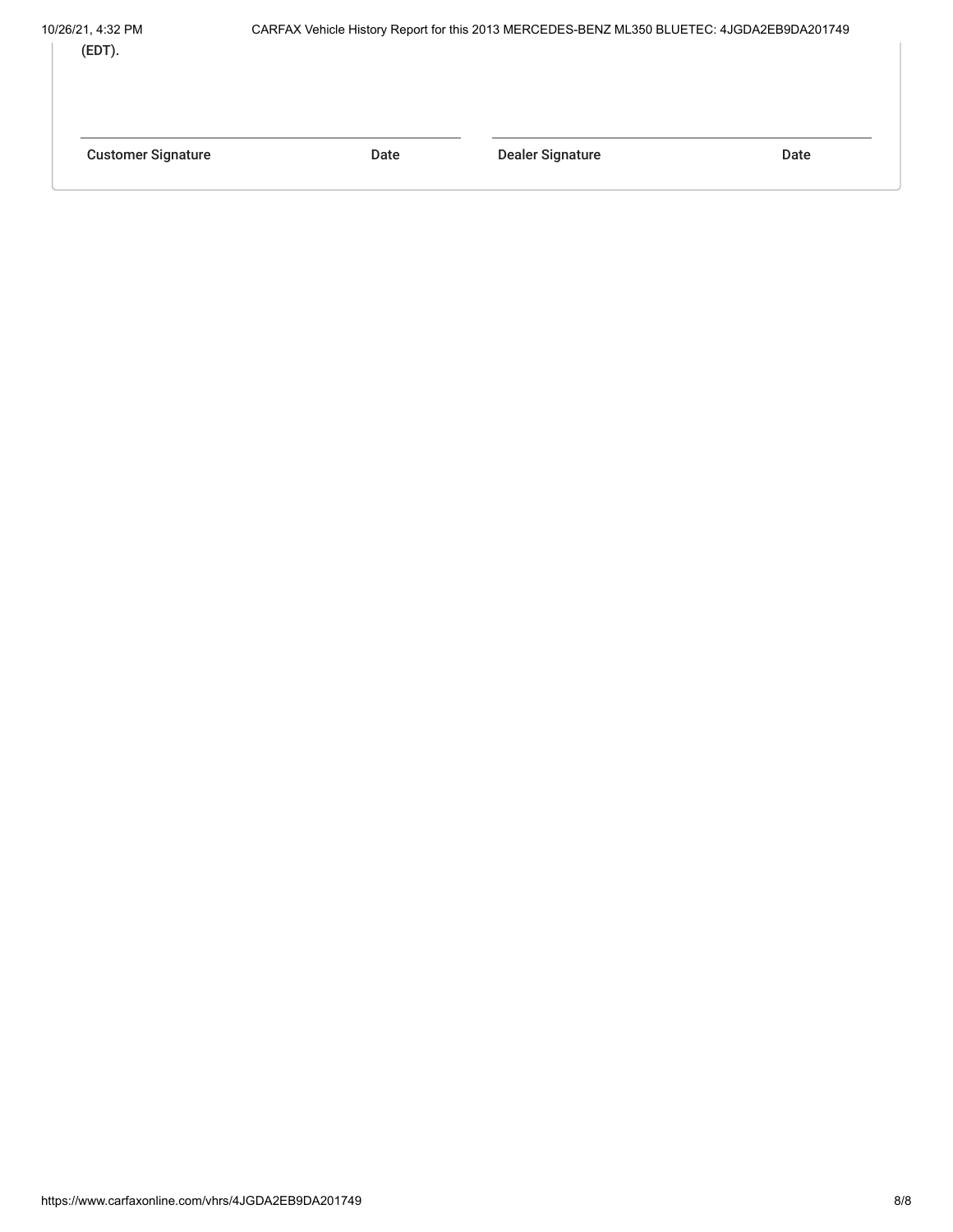(EDT).

| | | | |
|---|---|---|---|
| Customer Signature | Date | Dealer Signature | Date |